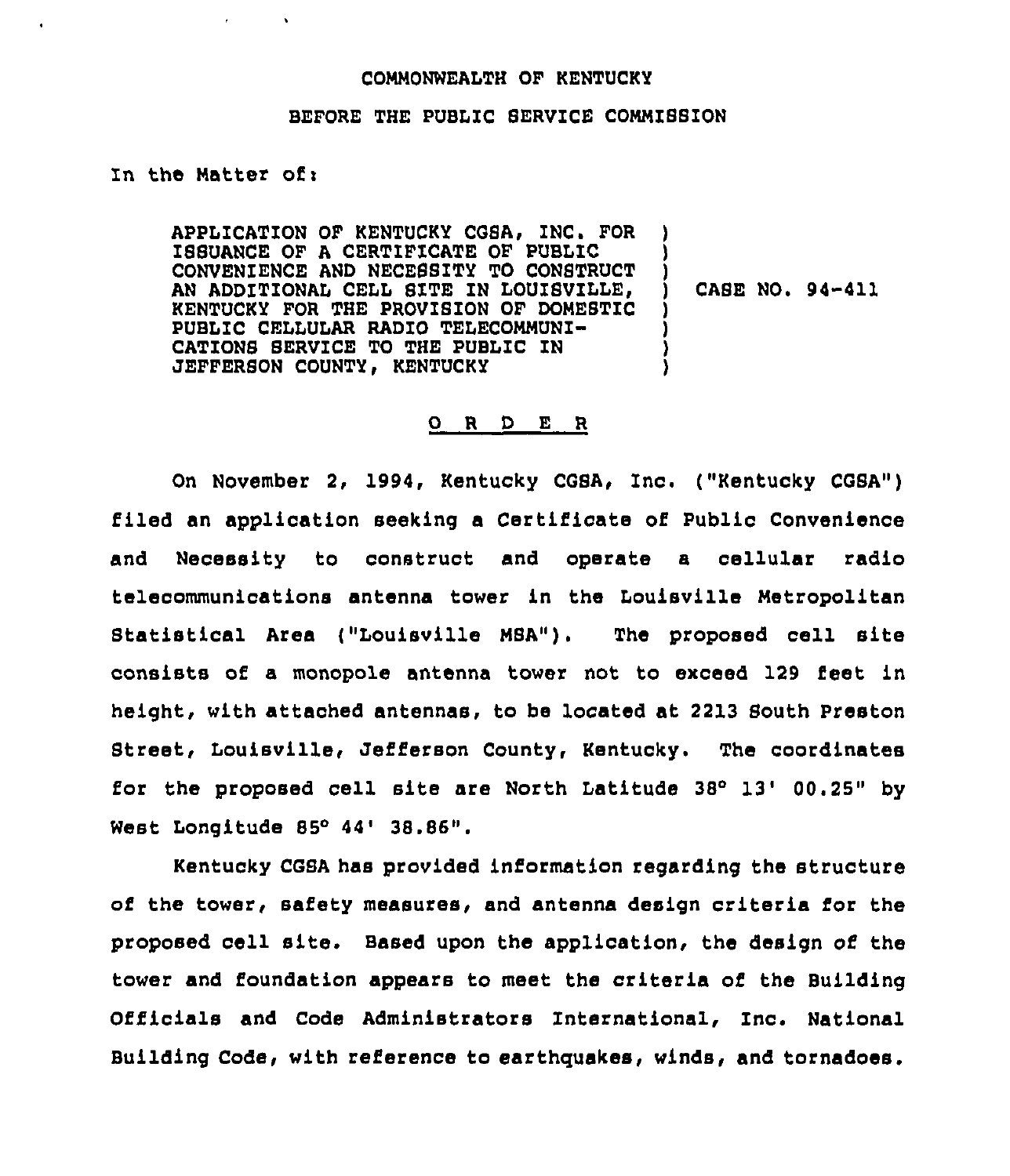COMMONWEALTH OF KENTUCKY

BEFORE THE PUBLIC SERVICE COMMISSION

In the Matter of:

| | | |
|---|---|---|
| APPLICATION OF KENTUCKY CGSA, INC. FOR ISSUANCE OF A CERTIFICATE OF PUBLIC CONVENIENCE AND NECESSITY TO CONSTRUCT AN ADDITIONAL CELL SITE IN LOUISVILLE, KENTUCKY FOR THE PROVISION OF DOMESTIC PUBLIC CELLULAR RADIO TELECOMMUNICATIONS SERVICE TO THE PUBLIC IN JEFFERSON COUNTY, KENTUCKY | ) | CASE NO. 94-411 |

## O R D E R

On November 2, 1994, Kentucky CGSA, Inc. ("Kentucky CGSA") filed an application seeking a Certificate of Public Convenience and Necessity to construct and operate a cellular radio telecommunications antenna tower in the Louisville Metropolitan Statistical Area ("Louisville MSA"). The proposed cell site consists of a monopole antenna tower not to exceed 129 feet in height, with attached antennas, to be located at 2213 South Preston Street, Louisville, Jefferson County, Kentucky. The coordinates for the proposed cell site are North Latitude 38° 13' 00.25" by West Longitude 85° 44' 38.86".

Kentucky CGSA has provided information regarding the structure of the tower, safety measures, and antenna design criteria for the proposed cell site. Based upon the application, the design of the tower and foundation appears to meet the criteria of the Building Officials and Code Administrators International, Inc. National Building Code, with reference to earthquakes, winds, and tornadoes.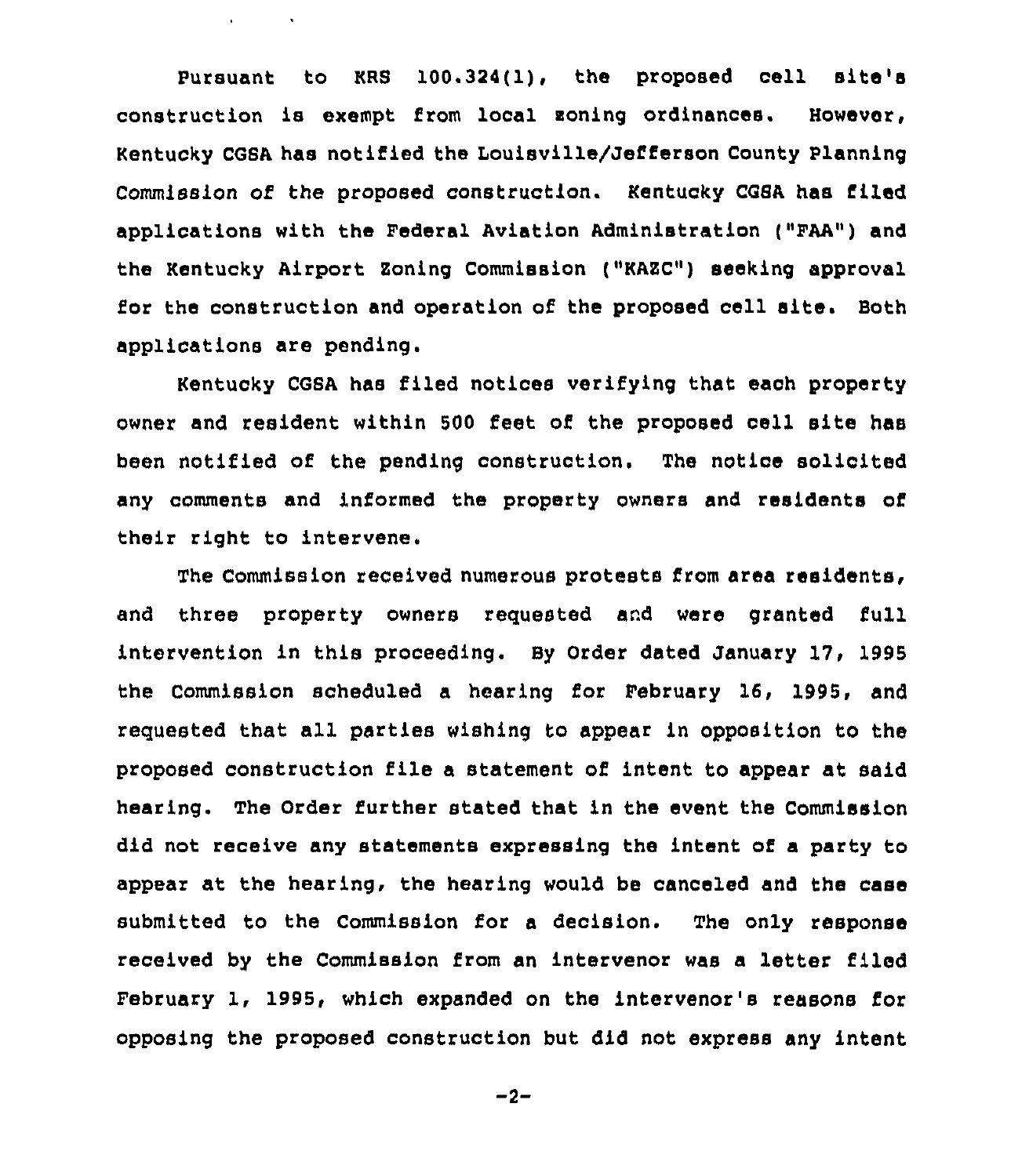Pursuant to KRS 100.324(1), the proposed cell site's construction is exempt from local zoning ordinances. However, Kentucky CGSA has notified the Louisville/Jefferson County Planning Commission of the proposed construction. Kentucky CGSA has filed applications with the Federal Aviation Administration ("FAA") and the Kentucky Airport Zoning Commission ("KAZC") seeking approval for the construction and operation of the proposed cell site. Both applications are pending.

Kentucky CGSA has filed notices verifying that each property owner and resident within 500 feet of the proposed cell site has been notified of the pending construction. The notice solicited any comments and informed the property owners and residents of their right to intervene.

The Commission received numerous protests from area residents, and three property owners requested and were granted full intervention in this proceeding. By Order dated January 17, 1995 the Commission scheduled a hearing for February 16, 1995, and requested that all parties wishing to appear in opposition to the proposed construction file a statement of intent to appear at said hearing. The Order further stated that in the event the Commission did not receive any statements expressing the intent of a party to appear at the hearing, the hearing would be canceled and the case submitted to the Commission for a decision. The only response received by the Commission from an intervenor was a letter filed February 1, 1995, which expanded on the intervenor's reasons for opposing the proposed construction but did not express any intent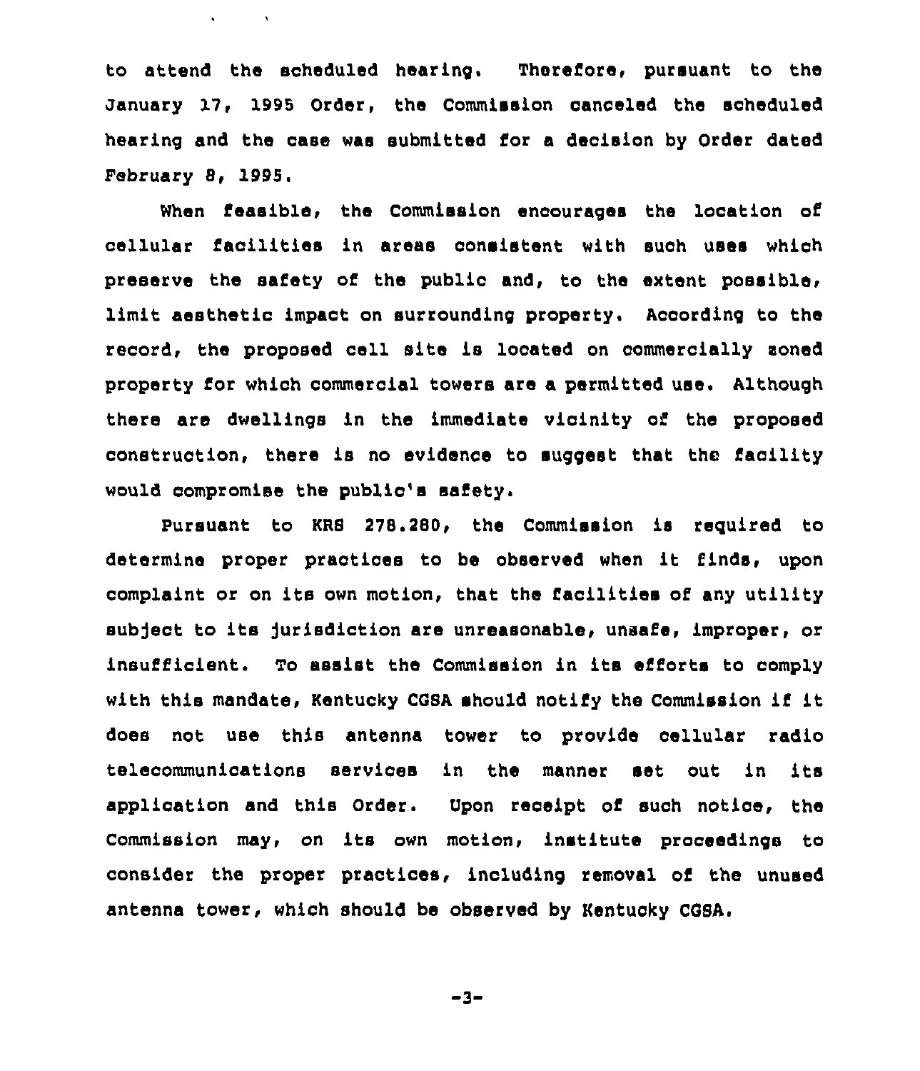to attend the scheduled hearing. Therefore, pursuant to the January 17, 1995 Order, the Commission canceled the scheduled hearing and the case was submitted for a decision by Order dated February 8, 1995.

When feasible, the Commission encourages the location of cellular facilities in areas consistent with such uses which preserve the safety of the public and, to the extent possible, limit aesthetic impact on surrounding property. According to the record, the proposed cell site is located on commercially zoned property for which commercial towers are a permitted use. Although there are dwellings in the immediate vicinity of the proposed construction, there is no evidence to suggest that the facility would compromise the public's safety.

Pursuant to KRS 278.280, the Commission is required to determine proper practices to be observed when it finds, upon complaint or on its own motion, that the facilities of any utility subject to its jurisdiction are unreasonable, unsafe, improper, or insufficient. To assist the Commission in its efforts to comply with this mandate, Kentucky CGSA should notify the Commission if it does not use this antenna tower to provide cellular radio telecommunications services in the manner set out in its application and this Order. Upon receipt of such notice, the Commission may, on its own motion, institute proceedings to consider the proper practices, including removal of the unused antenna tower, which should be observed by Kentucky CGSA.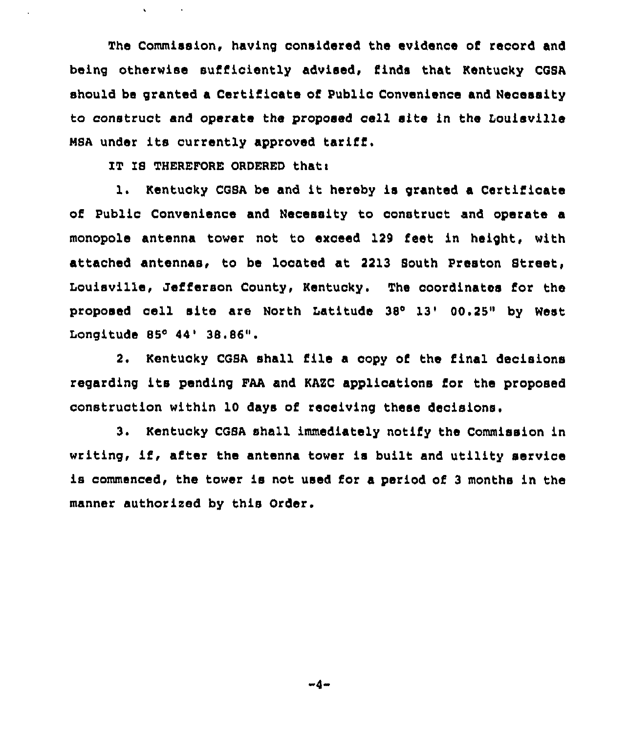The Commission, having considered the evidence of record and being otherwise sufficiently advised, finds that Kentucky CGSA should be granted a Certificate of Public Convenience and Necessity to construct and operate the proposed cell site in the Louisville MSA under its currently approved tariff.

IT IS THEREFORE ORDERED that:

1. Kentucky CGSA be and it hereby is granted a Certificate of Public Convenience and Necessity to construct and operate a monopole antenna tower not to exceed 129 feet in height, with attached antennas, to be located at 2213 South Preston Street, Louisville, Jefferson County, Kentucky. The coordinates for the proposed cell site are North Latitude 38° 13' 00.25" by West Longitude 85° 44' 38.86".

2. Kentucky CGSA shall file a copy of the final decisions regarding its pending FAA and KAZC applications for the proposed construction within 10 days of receiving these decisions.

3. Kentucky CGSA shall immediately notify the Commission in writing, if, after the antenna tower is built and utility service is commenced, the tower is not used for a period of 3 months in the manner authorized by this Order.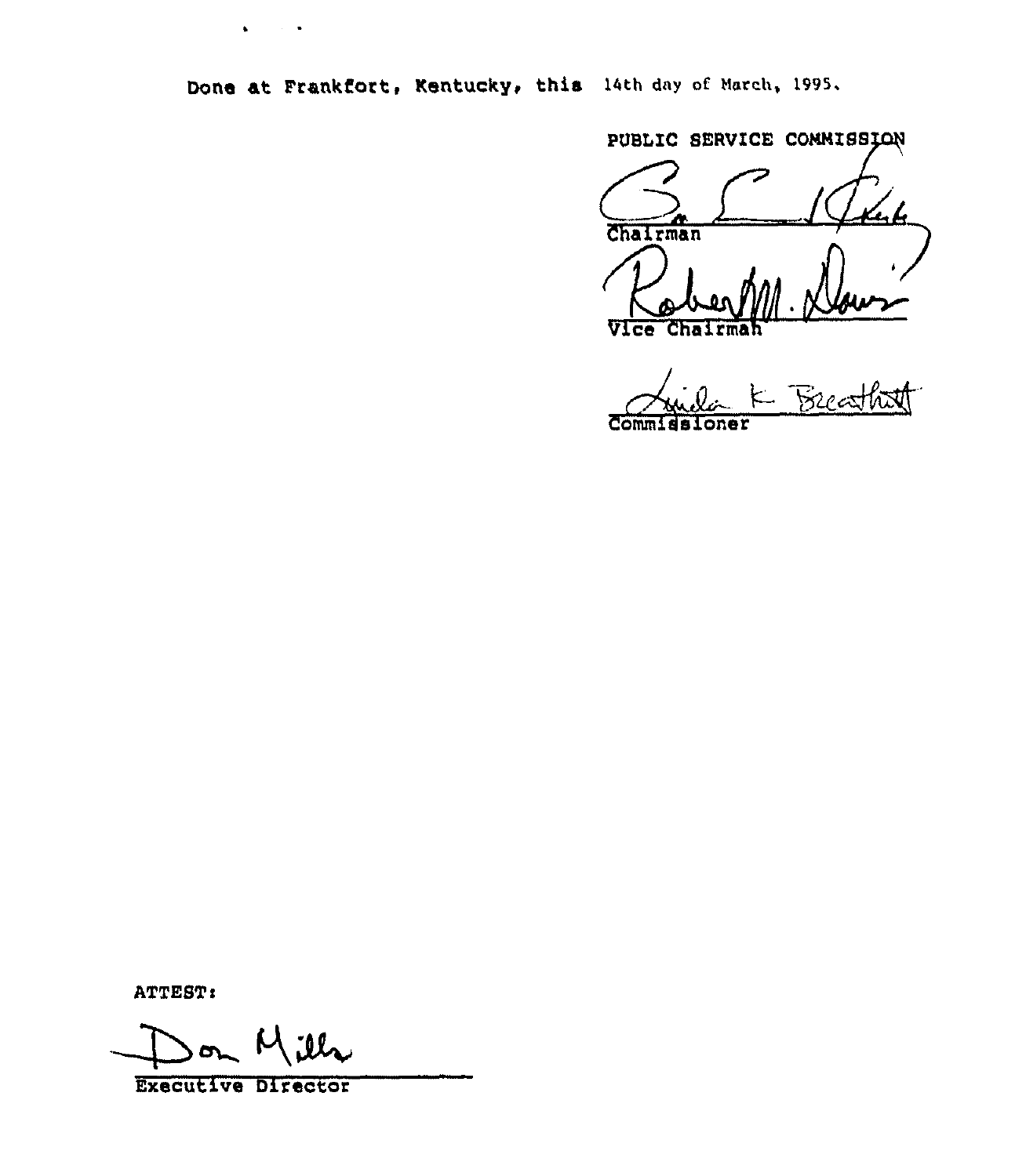Done at Frankfort, Kentucky, this 14th day of March, 1995.

PUBLIC SERVICE COMMISSION

Chairman

Vice Chairman

Commissioner

ATTEST:

Executive Director